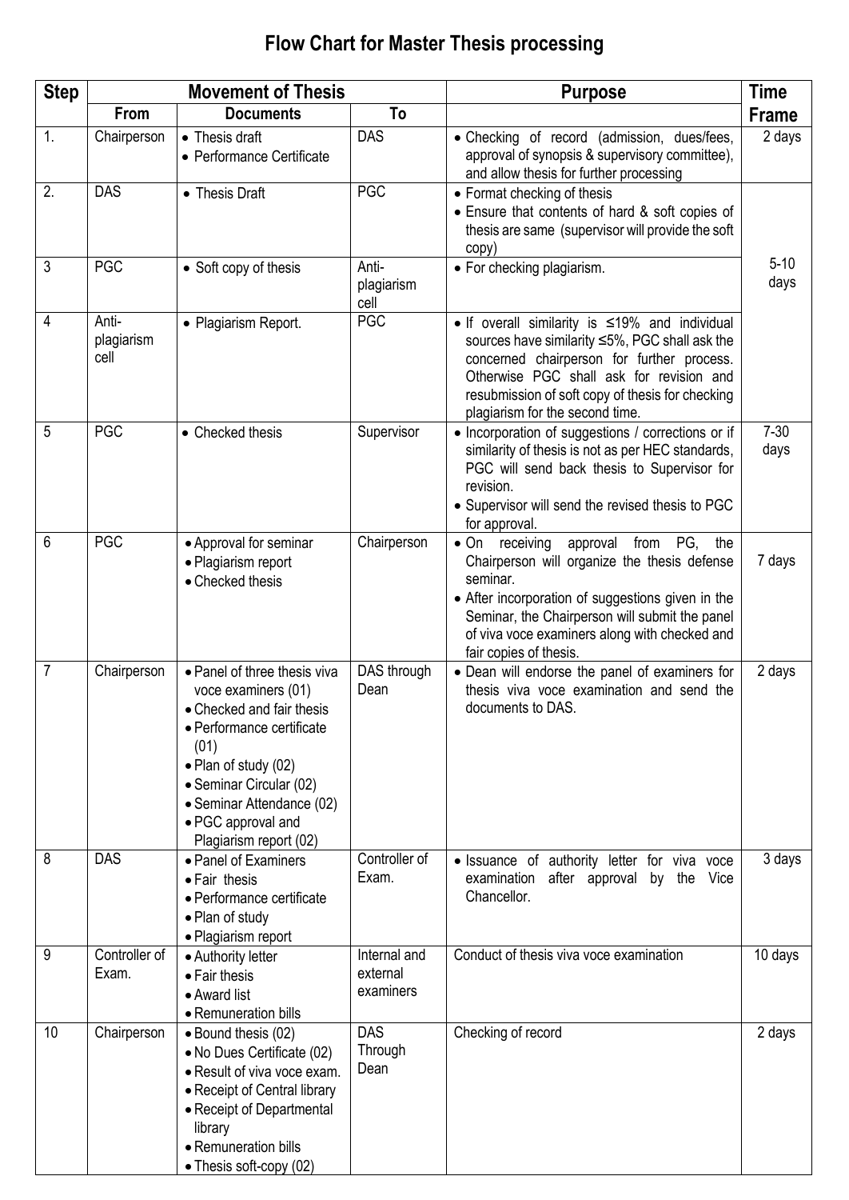# Flow Chart for Master Thesis processing

| Step | Movement of Thesis | | | Purpose | Time Frame |
|---|---|---|---|---|---|
| | From | Documents | To | | |
| 1. | Chairperson | • Thesis draft<br>• Performance Certificate | DAS | • Checking of record (admission, dues/fees, approval of synopsis & supervisory committee), and allow thesis for further processing | 2 days |
| 2. | DAS | • Thesis Draft | PGC | • Format checking of thesis<br>• Ensure that contents of hard & soft copies of thesis are same (supervisor will provide the soft copy) | 5-10 days |
| 3 | PGC | • Soft copy of thesis | Anti-plagiarism cell | • For checking plagiarism. | |
| 4 | Anti-plagiarism cell | • Plagiarism Report. | PGC | • If overall similarity is ≤19% and individual sources have similarity ≤5%, PGC shall ask the concerned chairperson for further process. Otherwise PGC shall ask for revision and resubmission of soft copy of thesis for checking plagiarism for the second time. | |
| 5 | PGC | • Checked thesis | Supervisor | • Incorporation of suggestions / corrections or if similarity of thesis is not as per HEC standards, PGC will send back thesis to Supervisor for revision.<br>• Supervisor will send the revised thesis to PGC for approval. | 7-30 days |
| 6 | PGC | • Approval for seminar<br>• Plagiarism report<br>• Checked thesis | Chairperson | • On receiving approval from PG, the Chairperson will organize the thesis defense seminar.<br>• After incorporation of suggestions given in the Seminar, the Chairperson will submit the panel of viva voce examiners along with checked and fair copies of thesis. | 7 days |
| 7 | Chairperson | • Panel of three thesis viva voce examiners (01)<br>• Checked and fair thesis<br>• Performance certificate (01)<br>• Plan of study (02)<br>• Seminar Circular (02)<br>• Seminar Attendance (02)<br>• PGC approval and Plagiarism report (02) | DAS through Dean | • Dean will endorse the panel of examiners for thesis viva voce examination and send the documents to DAS. | 2 days |
| 8 | DAS | • Panel of Examiners<br>• Fair thesis<br>• Performance certificate<br>• Plan of study<br>• Plagiarism report | Controller of Exam. | • Issuance of authority letter for viva voce examination after approval by the Vice Chancellor. | 3 days |
| 9 | Controller of Exam. | • Authority letter<br>• Fair thesis<br>• Award list<br>• Remuneration bills | Internal and external examiners | Conduct of thesis viva voce examination | 10 days |
| 10 | Chairperson | • Bound thesis (02)<br>• No Dues Certificate (02)<br>• Result of viva voce exam.<br>• Receipt of Central library<br>• Receipt of Departmental library<br>• Remuneration bills<br>• Thesis soft-copy (02) | DAS Through Dean | Checking of record | 2 days |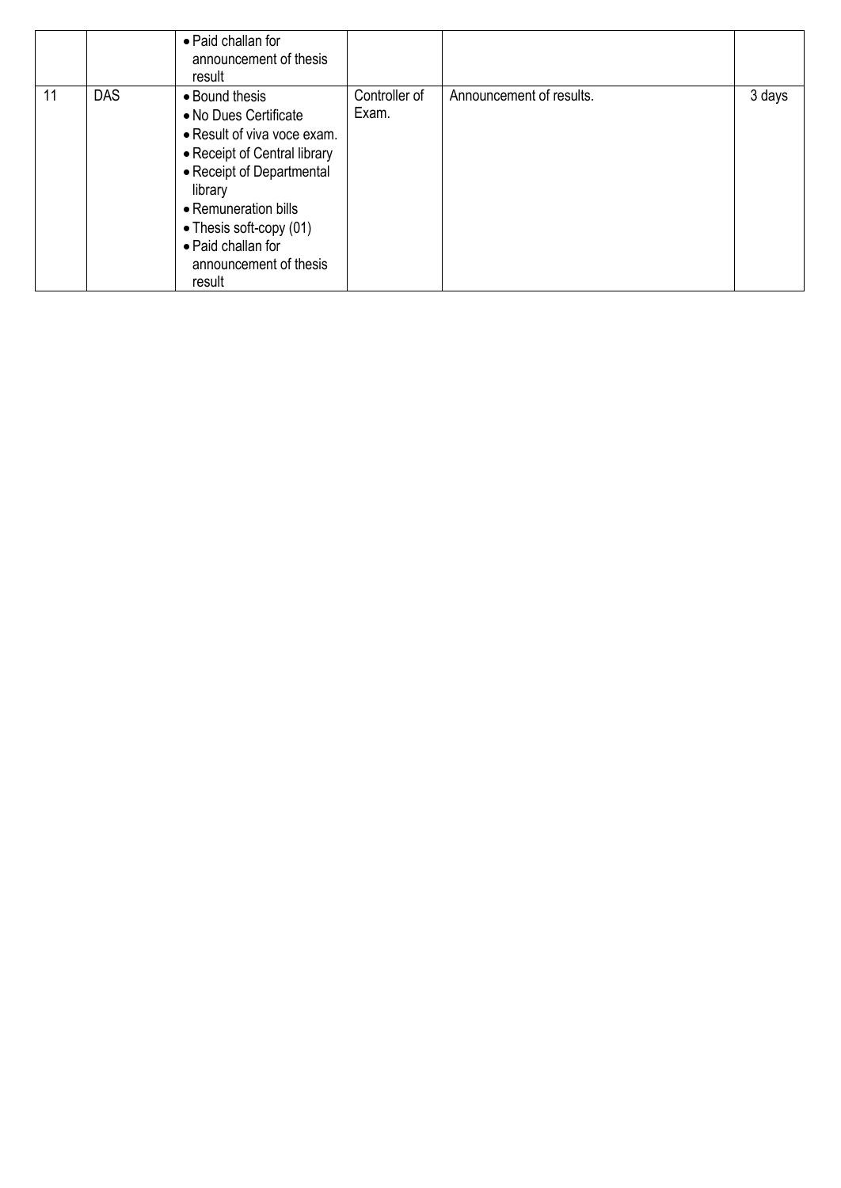| | | | | | |
|---|---|---|---|---|---|
| | | • Paid challan for announcement of thesis result | | | |
| 11 | DAS | • Bound thesis<br>• No Dues Certificate<br>• Result of viva voce exam.<br>• Receipt of Central library<br>• Receipt of Departmental library<br>• Remuneration bills<br>• Thesis soft-copy (01)<br>• Paid challan for announcement of thesis result | Controller of Exam. | Announcement of results. | 3 days |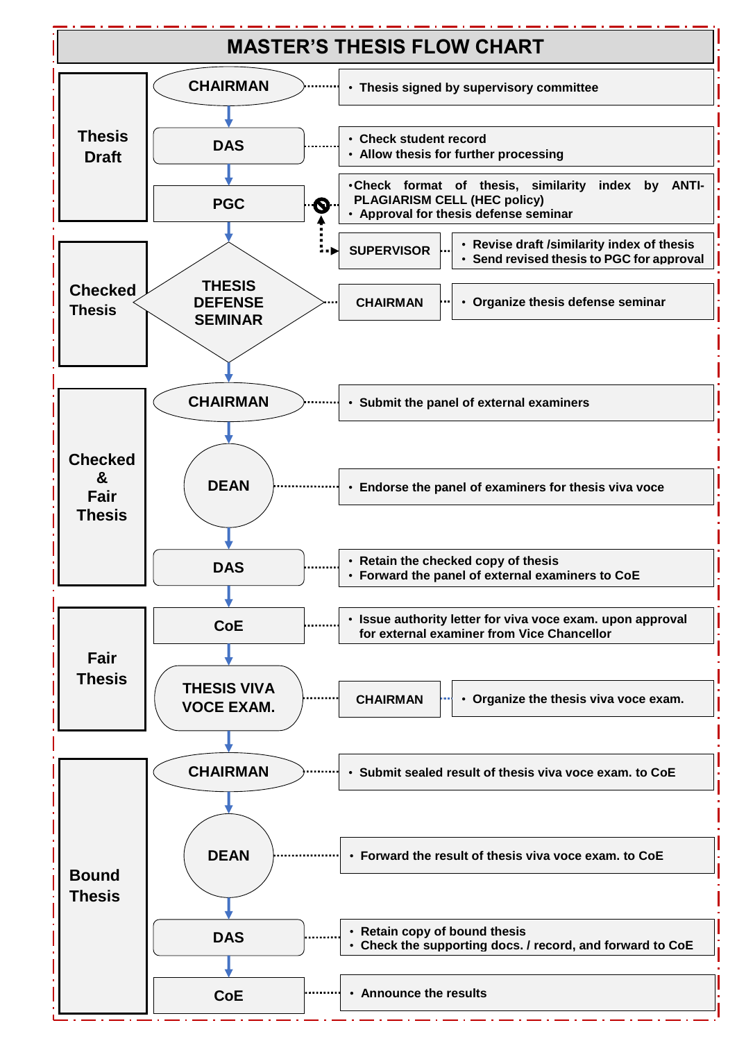# MASTER'S THESIS FLOW CHART

## Thesis Draft

**CHAIRMAN**
- Thesis signed by supervisory committee

**DAS**
- Check student record
- Allow thesis for further processing

**PGC**
- Check format of thesis, similarity index by ANTI-PLAGIARISM CELL (HEC policy)
- Approval for thesis defense seminar

**SUPERVISOR**
- Revise draft /similarity index of thesis
- Send revised thesis to PGC for approval

## Checked Thesis

**THESIS DEFENSE SEMINAR**

**CHAIRMAN**
- Organize thesis defense seminar

## Checked & Fair Thesis

**CHAIRMAN**
- Submit the panel of external examiners

**DEAN**
- Endorse the panel of examiners for thesis viva voce

**DAS**
- Retain the checked copy of thesis
- Forward the panel of external examiners to CoE

## Fair Thesis

**CoE**
- Issue authority letter for viva voce exam. upon approval for external examiner from Vice Chancellor

**THESIS VIVA VOCE EXAM.**

**CHAIRMAN**
- Organize the thesis viva voce exam.

## Bound Thesis

**CHAIRMAN**
- Submit sealed result of thesis viva voce exam. to CoE

**DEAN**
- Forward the result of thesis viva voce exam. to CoE

**DAS**
- Retain copy of bound thesis
- Check the supporting docs. / record, and forward to CoE

**CoE**
- Announce the results